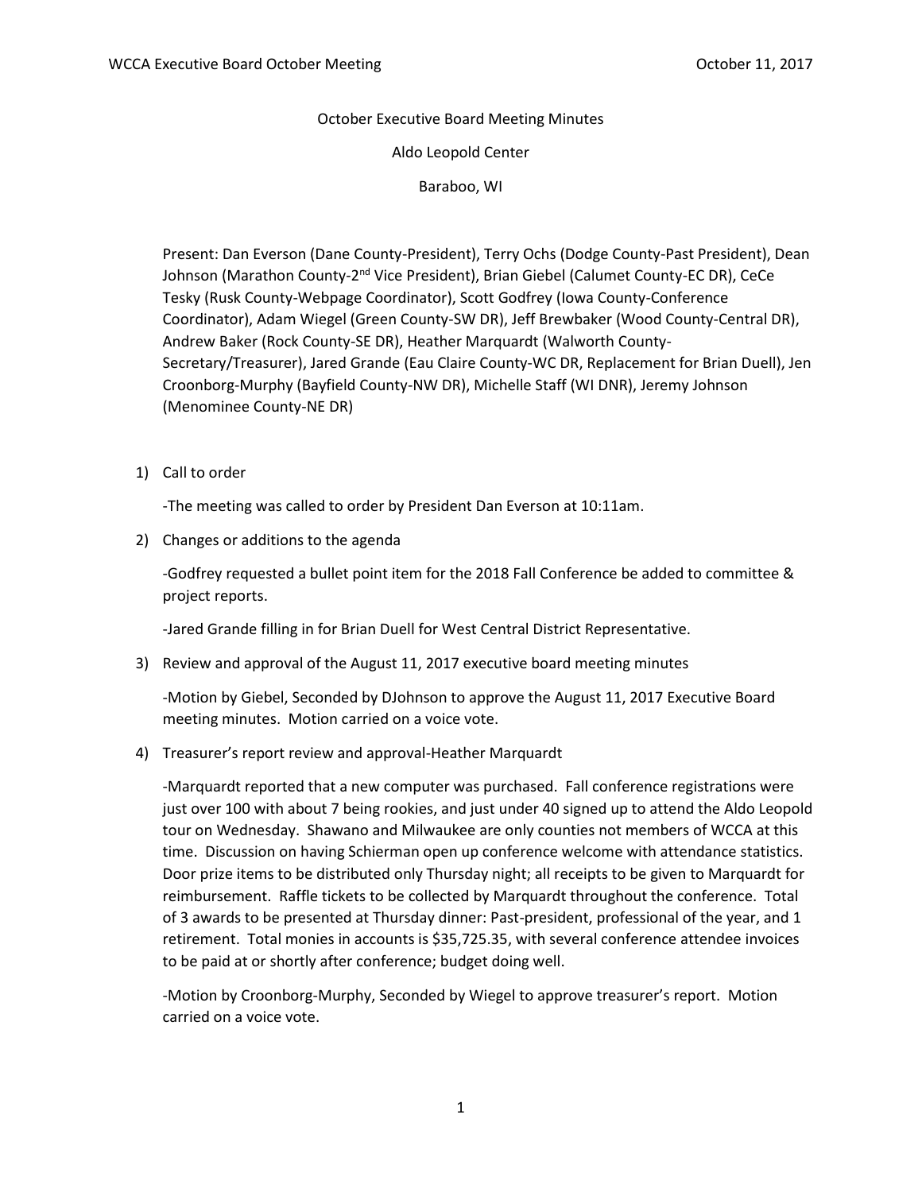October Executive Board Meeting Minutes

Aldo Leopold Center

Baraboo, WI

Present: Dan Everson (Dane County-President), Terry Ochs (Dodge County-Past President), Dean Johnson (Marathon County-2nd Vice President), Brian Giebel (Calumet County-EC DR), CeCe Tesky (Rusk County-Webpage Coordinator), Scott Godfrey (Iowa County-Conference Coordinator), Adam Wiegel (Green County-SW DR), Jeff Brewbaker (Wood County-Central DR), Andrew Baker (Rock County-SE DR), Heather Marquardt (Walworth County-Secretary/Treasurer), Jared Grande (Eau Claire County-WC DR, Replacement for Brian Duell), Jen Croonborg-Murphy (Bayfield County-NW DR), Michelle Staff (WI DNR), Jeremy Johnson (Menominee County-NE DR)

1) Call to order

   -The meeting was called to order by President Dan Everson at 10:11am.

2) Changes or additions to the agenda

   -Godfrey requested a bullet point item for the 2018 Fall Conference be added to committee & project reports.

   -Jared Grande filling in for Brian Duell for West Central District Representative.

3) Review and approval of the August 11, 2017 executive board meeting minutes

   -Motion by Giebel, Seconded by DJohnson to approve the August 11, 2017 Executive Board meeting minutes. Motion carried on a voice vote.

4) Treasurer's report review and approval-Heather Marquardt

   -Marquardt reported that a new computer was purchased. Fall conference registrations were just over 100 with about 7 being rookies, and just under 40 signed up to attend the Aldo Leopold tour on Wednesday. Shawano and Milwaukee are only counties not members of WCCA at this time. Discussion on having Schierman open up conference welcome with attendance statistics. Door prize items to be distributed only Thursday night; all receipts to be given to Marquardt for reimbursement. Raffle tickets to be collected by Marquardt throughout the conference. Total of 3 awards to be presented at Thursday dinner: Past-president, professional of the year, and 1 retirement. Total monies in accounts is $35,725.35, with several conference attendee invoices to be paid at or shortly after conference; budget doing well.

   -Motion by Croonborg-Murphy, Seconded by Wiegel to approve treasurer's report. Motion carried on a voice vote.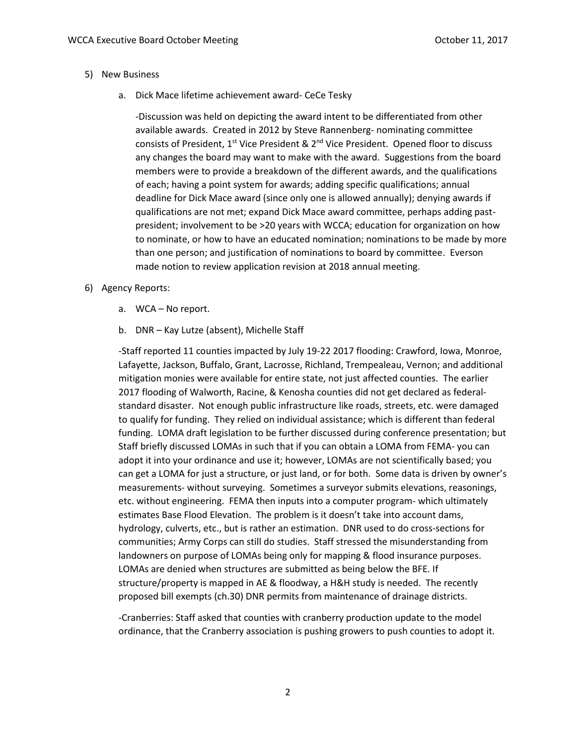5) New Business

   a. Dick Mace lifetime achievement award- CeCe Tesky

   -Discussion was held on depicting the award intent to be differentiated from other available awards. Created in 2012 by Steve Rannenberg- nominating committee consists of President, 1st Vice President & 2nd Vice President. Opened floor to discuss any changes the board may want to make with the award. Suggestions from the board members were to provide a breakdown of the different awards, and the qualifications of each; having a point system for awards; adding specific qualifications; annual deadline for Dick Mace award (since only one is allowed annually); denying awards if qualifications are not met; expand Dick Mace award committee, perhaps adding past-president; involvement to be >20 years with WCCA; education for organization on how to nominate, or how to have an educated nomination; nominations to be made by more than one person; and justification of nominations to board by committee. Everson made notion to review application revision at 2018 annual meeting.

6) Agency Reports:

   a. WCA – No report.

   b. DNR – Kay Lutze (absent), Michelle Staff

   -Staff reported 11 counties impacted by July 19-22 2017 flooding: Crawford, Iowa, Monroe, Lafayette, Jackson, Buffalo, Grant, Lacrosse, Richland, Trempealeau, Vernon; and additional mitigation monies were available for entire state, not just affected counties. The earlier 2017 flooding of Walworth, Racine, & Kenosha counties did not get declared as federal-standard disaster. Not enough public infrastructure like roads, streets, etc. were damaged to qualify for funding. They relied on individual assistance; which is different than federal funding. LOMA draft legislation to be further discussed during conference presentation; but Staff briefly discussed LOMAs in such that if you can obtain a LOMA from FEMA- you can adopt it into your ordinance and use it; however, LOMAs are not scientifically based; you can get a LOMA for just a structure, or just land, or for both. Some data is driven by owner's measurements- without surveying. Sometimes a surveyor submits elevations, reasonings, etc. without engineering. FEMA then inputs into a computer program- which ultimately estimates Base Flood Elevation. The problem is it doesn't take into account dams, hydrology, culverts, etc., but is rather an estimation. DNR used to do cross-sections for communities; Army Corps can still do studies. Staff stressed the misunderstanding from landowners on purpose of LOMAs being only for mapping & flood insurance purposes. LOMAs are denied when structures are submitted as being below the BFE. If structure/property is mapped in AE & floodway, a H&H study is needed. The recently proposed bill exempts (ch.30) DNR permits from maintenance of drainage districts.

   -Cranberries: Staff asked that counties with cranberry production update to the model ordinance, that the Cranberry association is pushing growers to push counties to adopt it.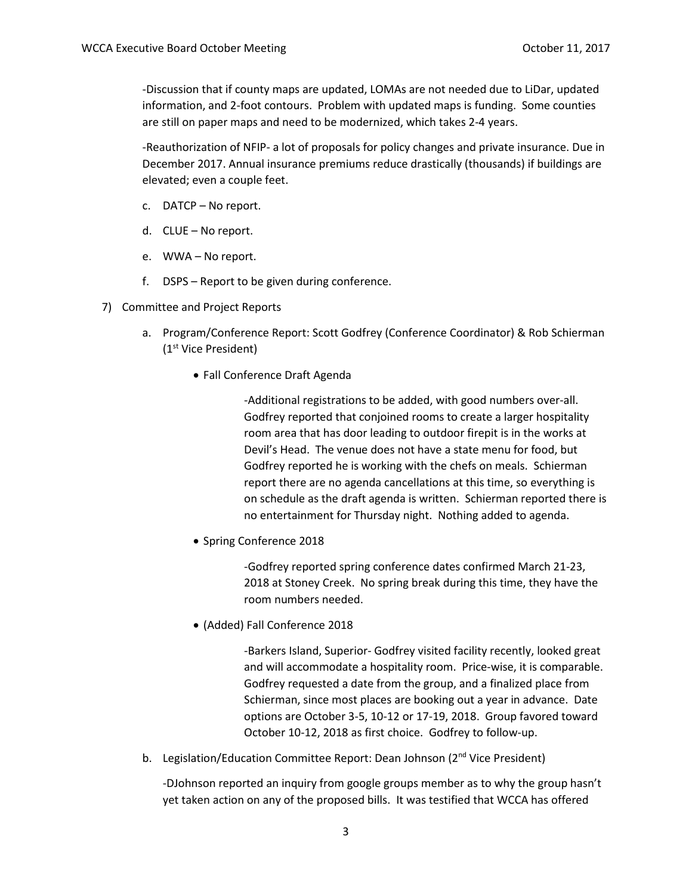-Discussion that if county maps are updated, LOMAs are not needed due to LiDar, updated information, and 2-foot contours. Problem with updated maps is funding. Some counties are still on paper maps and need to be modernized, which takes 2-4 years.

-Reauthorization of NFIP- a lot of proposals for policy changes and private insurance. Due in December 2017. Annual insurance premiums reduce drastically (thousands) if buildings are elevated; even a couple feet.

c. DATCP – No report.

d. CLUE – No report.

e. WWA – No report.

f. DSPS – Report to be given during conference.

7) Committee and Project Reports

a. Program/Conference Report: Scott Godfrey (Conference Coordinator) & Rob Schierman (1st Vice President)

- Fall Conference Draft Agenda

  -Additional registrations to be added, with good numbers over-all. Godfrey reported that conjoined rooms to create a larger hospitality room area that has door leading to outdoor firepit is in the works at Devil's Head. The venue does not have a state menu for food, but Godfrey reported he is working with the chefs on meals. Schierman report there are no agenda cancellations at this time, so everything is on schedule as the draft agenda is written. Schierman reported there is no entertainment for Thursday night. Nothing added to agenda.

- Spring Conference 2018

  -Godfrey reported spring conference dates confirmed March 21-23, 2018 at Stoney Creek. No spring break during this time, they have the room numbers needed.

- (Added) Fall Conference 2018

  -Barkers Island, Superior- Godfrey visited facility recently, looked great and will accommodate a hospitality room. Price-wise, it is comparable. Godfrey requested a date from the group, and a finalized place from Schierman, since most places are booking out a year in advance. Date options are October 3-5, 10-12 or 17-19, 2018. Group favored toward October 10-12, 2018 as first choice. Godfrey to follow-up.

b. Legislation/Education Committee Report: Dean Johnson (2nd Vice President)

-DJohnson reported an inquiry from google groups member as to why the group hasn't yet taken action on any of the proposed bills. It was testified that WCCA has offered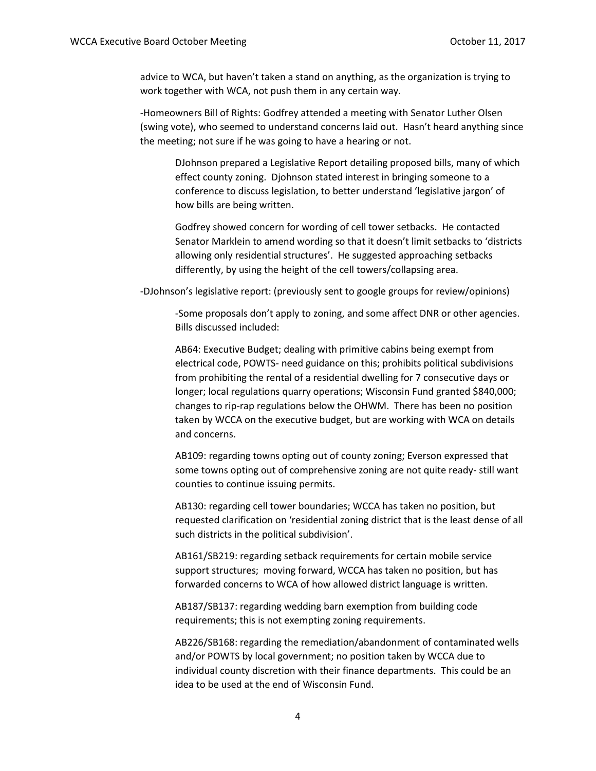advice to WCA, but haven't taken a stand on anything, as the organization is trying to work together with WCA, not push them in any certain way.

-Homeowners Bill of Rights: Godfrey attended a meeting with Senator Luther Olsen (swing vote), who seemed to understand concerns laid out. Hasn't heard anything since the meeting; not sure if he was going to have a hearing or not.

DJohnson prepared a Legislative Report detailing proposed bills, many of which effect county zoning. Djohnson stated interest in bringing someone to a conference to discuss legislation, to better understand 'legislative jargon' of how bills are being written.

Godfrey showed concern for wording of cell tower setbacks. He contacted Senator Marklein to amend wording so that it doesn't limit setbacks to 'districts allowing only residential structures'. He suggested approaching setbacks differently, by using the height of the cell towers/collapsing area.

-DJohnson's legislative report: (previously sent to google groups for review/opinions)

-Some proposals don't apply to zoning, and some affect DNR or other agencies. Bills discussed included:

AB64: Executive Budget; dealing with primitive cabins being exempt from electrical code, POWTS- need guidance on this; prohibits political subdivisions from prohibiting the rental of a residential dwelling for 7 consecutive days or longer; local regulations quarry operations; Wisconsin Fund granted $840,000; changes to rip-rap regulations below the OHWM. There has been no position taken by WCCA on the executive budget, but are working with WCA on details and concerns.

AB109: regarding towns opting out of county zoning; Everson expressed that some towns opting out of comprehensive zoning are not quite ready- still want counties to continue issuing permits.

AB130: regarding cell tower boundaries; WCCA has taken no position, but requested clarification on 'residential zoning district that is the least dense of all such districts in the political subdivision'.

AB161/SB219: regarding setback requirements for certain mobile service support structures; moving forward, WCCA has taken no position, but has forwarded concerns to WCA of how allowed district language is written.

AB187/SB137: regarding wedding barn exemption from building code requirements; this is not exempting zoning requirements.

AB226/SB168: regarding the remediation/abandonment of contaminated wells and/or POWTS by local government; no position taken by WCCA due to individual county discretion with their finance departments. This could be an idea to be used at the end of Wisconsin Fund.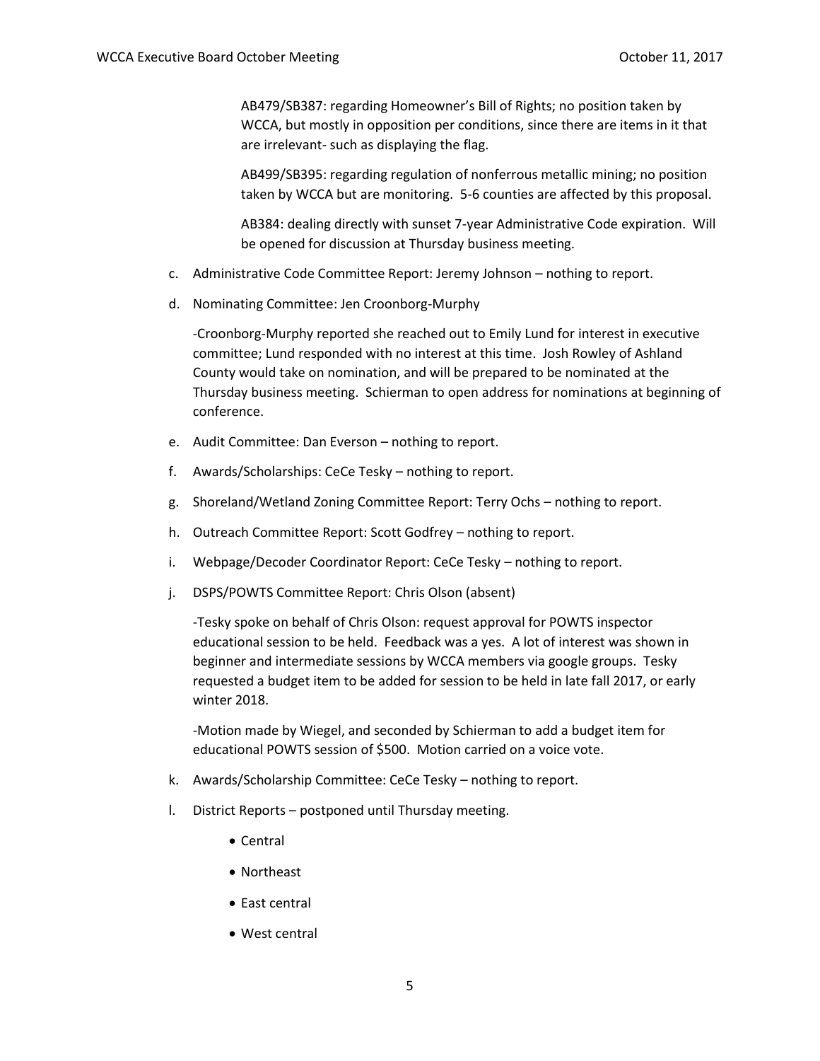AB479/SB387: regarding Homeowner's Bill of Rights; no position taken by WCCA, but mostly in opposition per conditions, since there are items in it that are irrelevant- such as displaying the flag.

AB499/SB395: regarding regulation of nonferrous metallic mining; no position taken by WCCA but are monitoring. 5-6 counties are affected by this proposal.

AB384: dealing directly with sunset 7-year Administrative Code expiration. Will be opened for discussion at Thursday business meeting.

c. Administrative Code Committee Report: Jeremy Johnson – nothing to report.

d. Nominating Committee: Jen Croonborg-Murphy

   -Croonborg-Murphy reported she reached out to Emily Lund for interest in executive committee; Lund responded with no interest at this time. Josh Rowley of Ashland County would take on nomination, and will be prepared to be nominated at the Thursday business meeting. Schierman to open address for nominations at beginning of conference.

e. Audit Committee: Dan Everson – nothing to report.

f. Awards/Scholarships: CeCe Tesky – nothing to report.

g. Shoreland/Wetland Zoning Committee Report: Terry Ochs – nothing to report.

h. Outreach Committee Report: Scott Godfrey – nothing to report.

i. Webpage/Decoder Coordinator Report: CeCe Tesky – nothing to report.

j. DSPS/POWTS Committee Report: Chris Olson (absent)

   -Tesky spoke on behalf of Chris Olson: request approval for POWTS inspector educational session to be held. Feedback was a yes. A lot of interest was shown in beginner and intermediate sessions by WCCA members via google groups. Tesky requested a budget item to be added for session to be held in late fall 2017, or early winter 2018.

   -Motion made by Wiegel, and seconded by Schierman to add a budget item for educational POWTS session of $500. Motion carried on a voice vote.

k. Awards/Scholarship Committee: CeCe Tesky – nothing to report.

l. District Reports – postponed until Thursday meeting.

   - Central
   - Northeast
   - East central
   - West central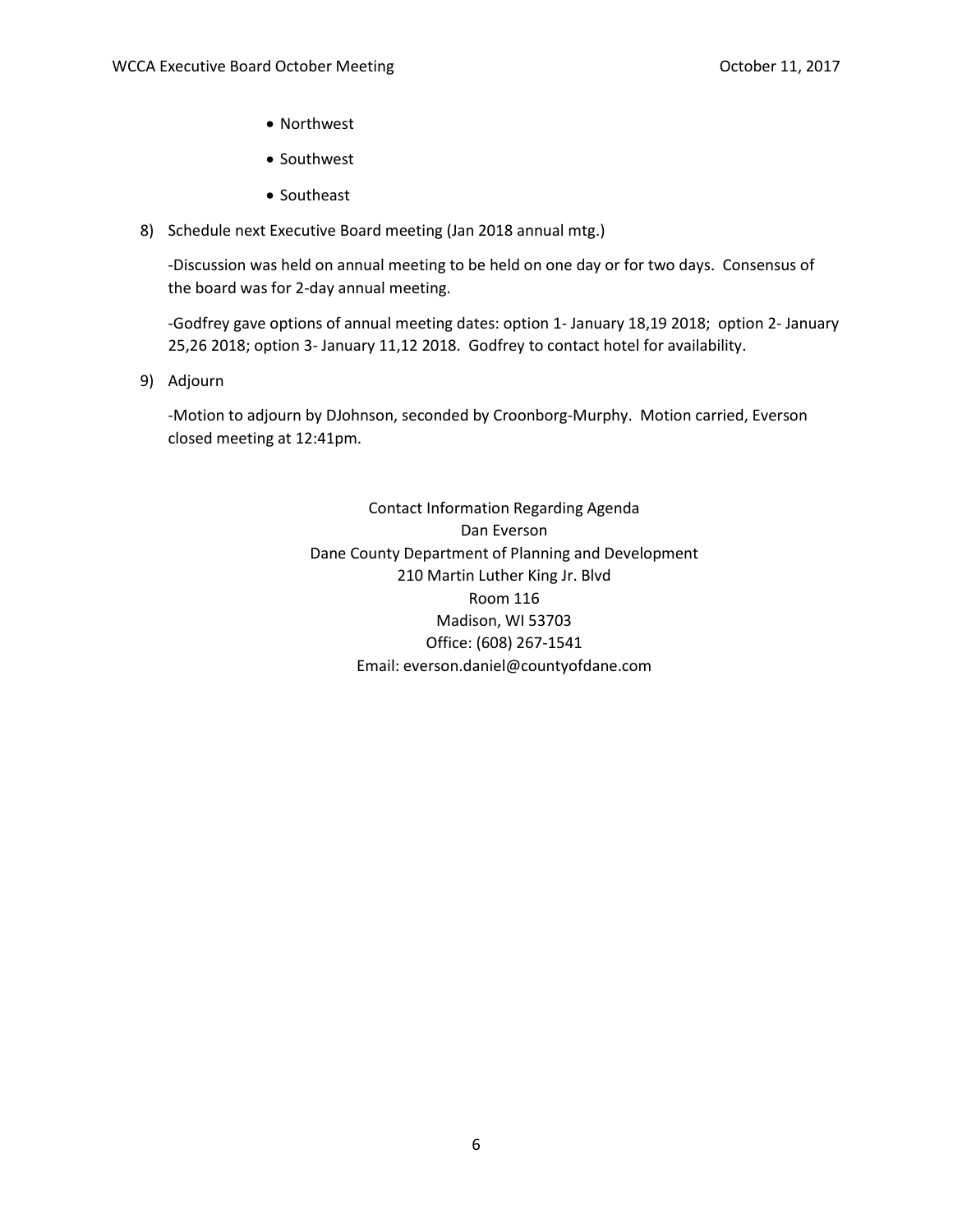- Northwest
- Southwest
- Southeast

8) Schedule next Executive Board meeting (Jan 2018 annual mtg.)

   -Discussion was held on annual meeting to be held on one day or for two days. Consensus of the board was for 2-day annual meeting.

   -Godfrey gave options of annual meeting dates: option 1- January 18,19 2018; option 2- January 25,26 2018; option 3- January 11,12 2018. Godfrey to contact hotel for availability.

9) Adjourn

   -Motion to adjourn by DJohnson, seconded by Croonborg-Murphy. Motion carried, Everson closed meeting at 12:41pm.

Contact Information Regarding Agenda
Dan Everson
Dane County Department of Planning and Development
210 Martin Luther King Jr. Blvd
Room 116
Madison, WI 53703
Office: (608) 267-1541
Email: everson.daniel@countyofdane.com